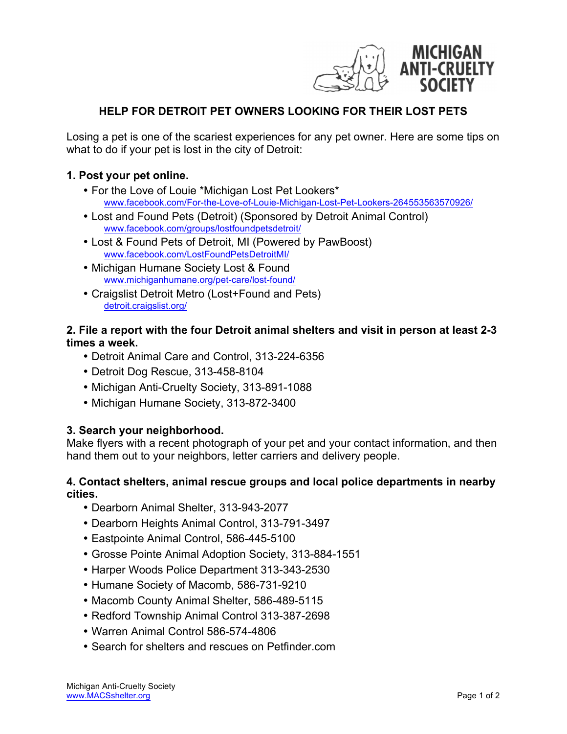MICHIGAN ANTI-CRUELTY SOCIETY

# HELP FOR DETROIT PET OWNERS LOOKING FOR THEIR LOST PETS

Losing a pet is one of the scariest experiences for any pet owner. Here are some tips on what to do if your pet is lost in the city of Detroit:

## 1. Post your pet online.

- For the Love of Louie *Michigan Lost Pet Lookers*
  www.facebook.com/For-the-Love-of-Louie-Michigan-Lost-Pet-Lookers-264553563570926/
- Lost and Found Pets (Detroit) (Sponsored by Detroit Animal Control)
  www.facebook.com/groups/lostfoundpetsdetroit/
- Lost & Found Pets of Detroit, MI (Powered by PawBoost)
  www.facebook.com/LostFoundPetsDetroitMI/
- Michigan Humane Society Lost & Found
  www.michiganhumane.org/pet-care/lost-found/
- Craigslist Detroit Metro (Lost+Found and Pets)
  detroit.craigslist.org/

## 2. File a report with the four Detroit animal shelters and visit in person at least 2-3 times a week.

- Detroit Animal Care and Control, 313-224-6356
- Detroit Dog Rescue, 313-458-8104
- Michigan Anti-Cruelty Society, 313-891-1088
- Michigan Humane Society, 313-872-3400

## 3. Search your neighborhood.

Make flyers with a recent photograph of your pet and your contact information, and then hand them out to your neighbors, letter carriers and delivery people.

## 4. Contact shelters, animal rescue groups and local police departments in nearby cities.

- Dearborn Animal Shelter, 313-943-2077
- Dearborn Heights Animal Control, 313-791-3497
- Eastpointe Animal Control, 586-445-5100
- Grosse Pointe Animal Adoption Society, 313-884-1551
- Harper Woods Police Department 313-343-2530
- Humane Society of Macomb, 586-731-9210
- Macomb County Animal Shelter, 586-489-5115
- Redford Township Animal Control 313-387-2698
- Warren Animal Control 586-574-4806
- Search for shelters and rescues on Petfinder.com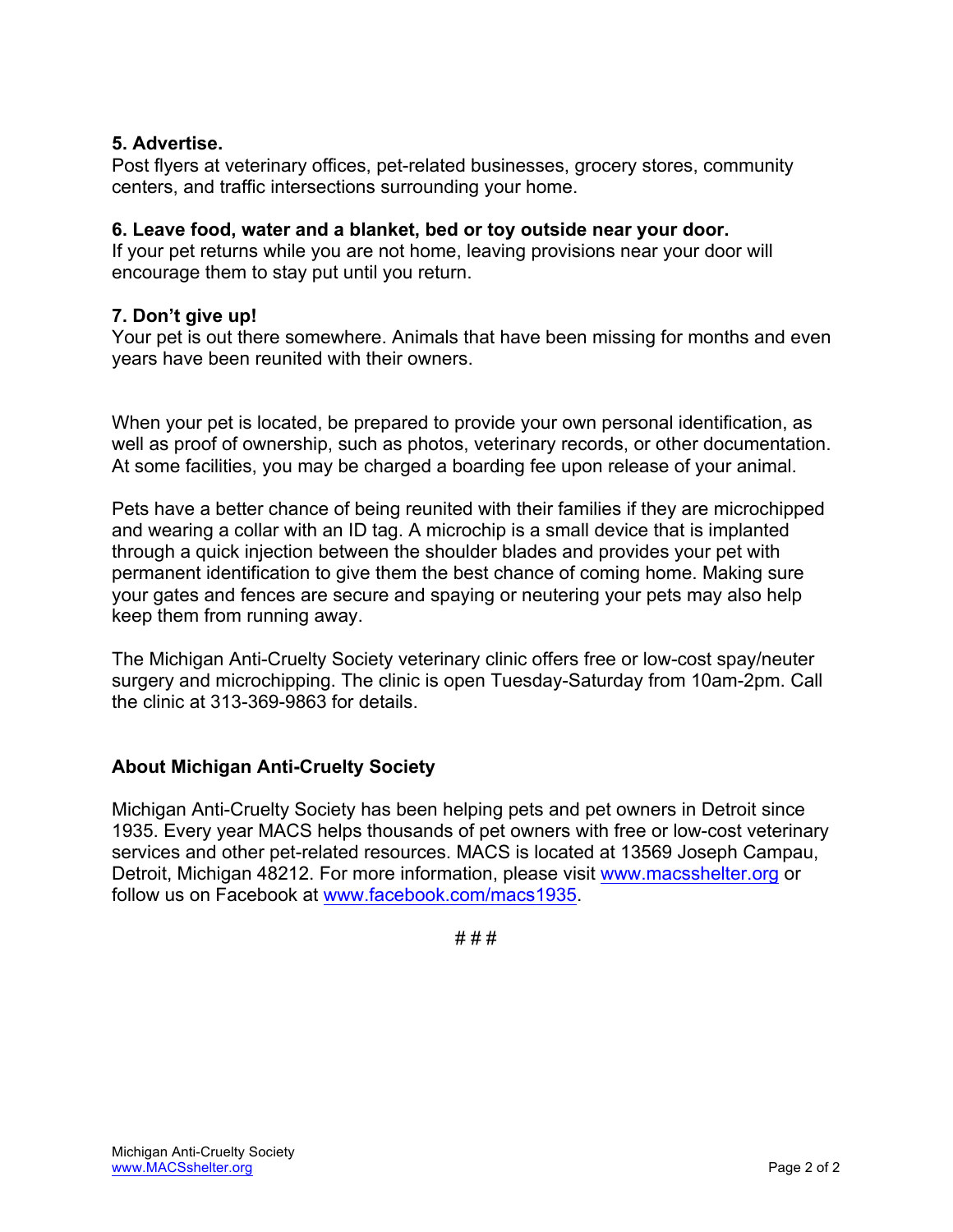**5. Advertise.**
Post flyers at veterinary offices, pet-related businesses, grocery stores, community centers, and traffic intersections surrounding your home.

**6. Leave food, water and a blanket, bed or toy outside near your door.**
If your pet returns while you are not home, leaving provisions near your door will encourage them to stay put until you return.

**7. Don't give up!**
Your pet is out there somewhere. Animals that have been missing for months and even years have been reunited with their owners.

When your pet is located, be prepared to provide your own personal identification, as well as proof of ownership, such as photos, veterinary records, or other documentation. At some facilities, you may be charged a boarding fee upon release of your animal.

Pets have a better chance of being reunited with their families if they are microchipped and wearing a collar with an ID tag. A microchip is a small device that is implanted through a quick injection between the shoulder blades and provides your pet with permanent identification to give them the best chance of coming home. Making sure your gates and fences are secure and spaying or neutering your pets may also help keep them from running away.

The Michigan Anti-Cruelty Society veterinary clinic offers free or low-cost spay/neuter surgery and microchipping. The clinic is open Tuesday-Saturday from 10am-2pm. Call the clinic at 313-369-9863 for details.

## About Michigan Anti-Cruelty Society

Michigan Anti-Cruelty Society has been helping pets and pet owners in Detroit since 1935. Every year MACS helps thousands of pet owners with free or low-cost veterinary services and other pet-related resources. MACS is located at 13569 Joseph Campau, Detroit, Michigan 48212. For more information, please visit www.macsshelter.org or follow us on Facebook at www.facebook.com/macs1935.

# # #